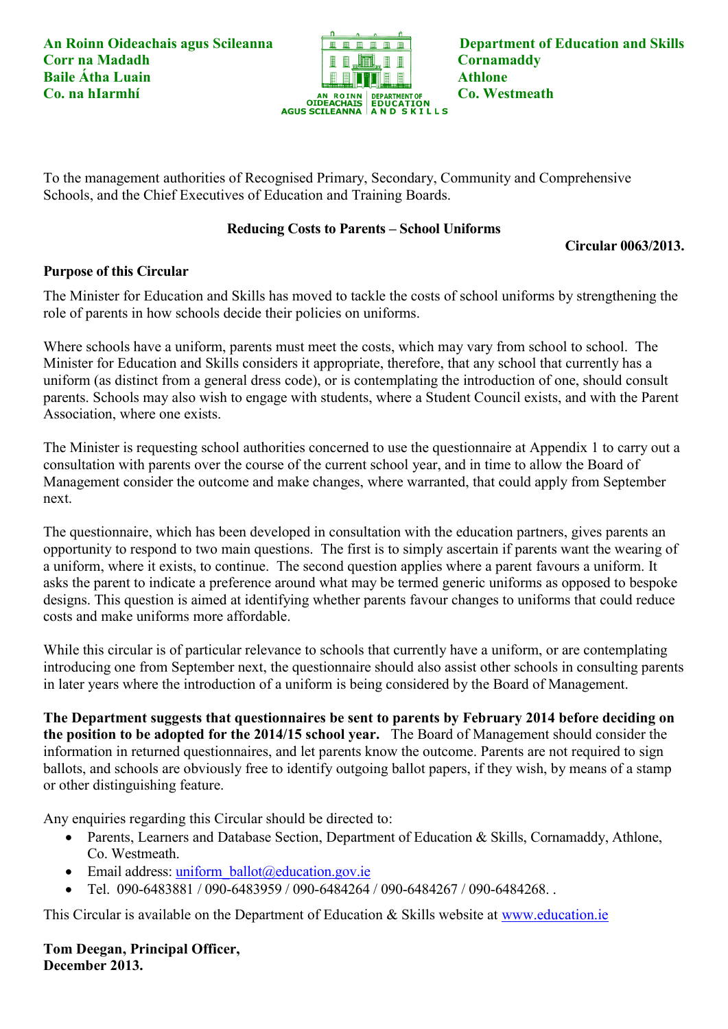**An Roinn Oideachais agus Scileanna**
**Corr na Madadh**
**Baile Átha Luain**
**Co. na hIarmhí**

AN ROINN OIDEACHAIS AGUS SCILEANNA | DEPARTMENT OF EDUCATION AND SKILLS

**Department of Education and Skills**
**Cornamaddy**
**Athlone**
**Co. Westmeath**

To the management authorities of Recognised Primary, Secondary, Community and Comprehensive Schools, and the Chief Executives of Education and Training Boards.

**Reducing Costs to Parents – School Uniforms**

**Circular 0063/2013.**

**Purpose of this Circular**

The Minister for Education and Skills has moved to tackle the costs of school uniforms by strengthening the role of parents in how schools decide their policies on uniforms.

Where schools have a uniform, parents must meet the costs, which may vary from school to school. The Minister for Education and Skills considers it appropriate, therefore, that any school that currently has a uniform (as distinct from a general dress code), or is contemplating the introduction of one, should consult parents. Schools may also wish to engage with students, where a Student Council exists, and with the Parent Association, where one exists.

The Minister is requesting school authorities concerned to use the questionnaire at Appendix 1 to carry out a consultation with parents over the course of the current school year, and in time to allow the Board of Management consider the outcome and make changes, where warranted, that could apply from September next.

The questionnaire, which has been developed in consultation with the education partners, gives parents an opportunity to respond to two main questions. The first is to simply ascertain if parents want the wearing of a uniform, where it exists, to continue. The second question applies where a parent favours a uniform. It asks the parent to indicate a preference around what may be termed generic uniforms as opposed to bespoke designs. This question is aimed at identifying whether parents favour changes to uniforms that could reduce costs and make uniforms more affordable.

While this circular is of particular relevance to schools that currently have a uniform, or are contemplating introducing one from September next, the questionnaire should also assist other schools in consulting parents in later years where the introduction of a uniform is being considered by the Board of Management.

**The Department suggests that questionnaires be sent to parents by February 2014 before deciding on the position to be adopted for the 2014/15 school year.** The Board of Management should consider the information in returned questionnaires, and let parents know the outcome. Parents are not required to sign ballots, and schools are obviously free to identify outgoing ballot papers, if they wish, by means of a stamp or other distinguishing feature.

Any enquiries regarding this Circular should be directed to:

- Parents, Learners and Database Section, Department of Education & Skills, Cornamaddy, Athlone, Co. Westmeath.
- Email address: uniform_ballot@education.gov.ie
- Tel. 090-6483881 / 090-6483959 / 090-6484264 / 090-6484267 / 090-6484268. .

This Circular is available on the Department of Education & Skills website at www.education.ie

**Tom Deegan, Principal Officer,**
**December 2013.**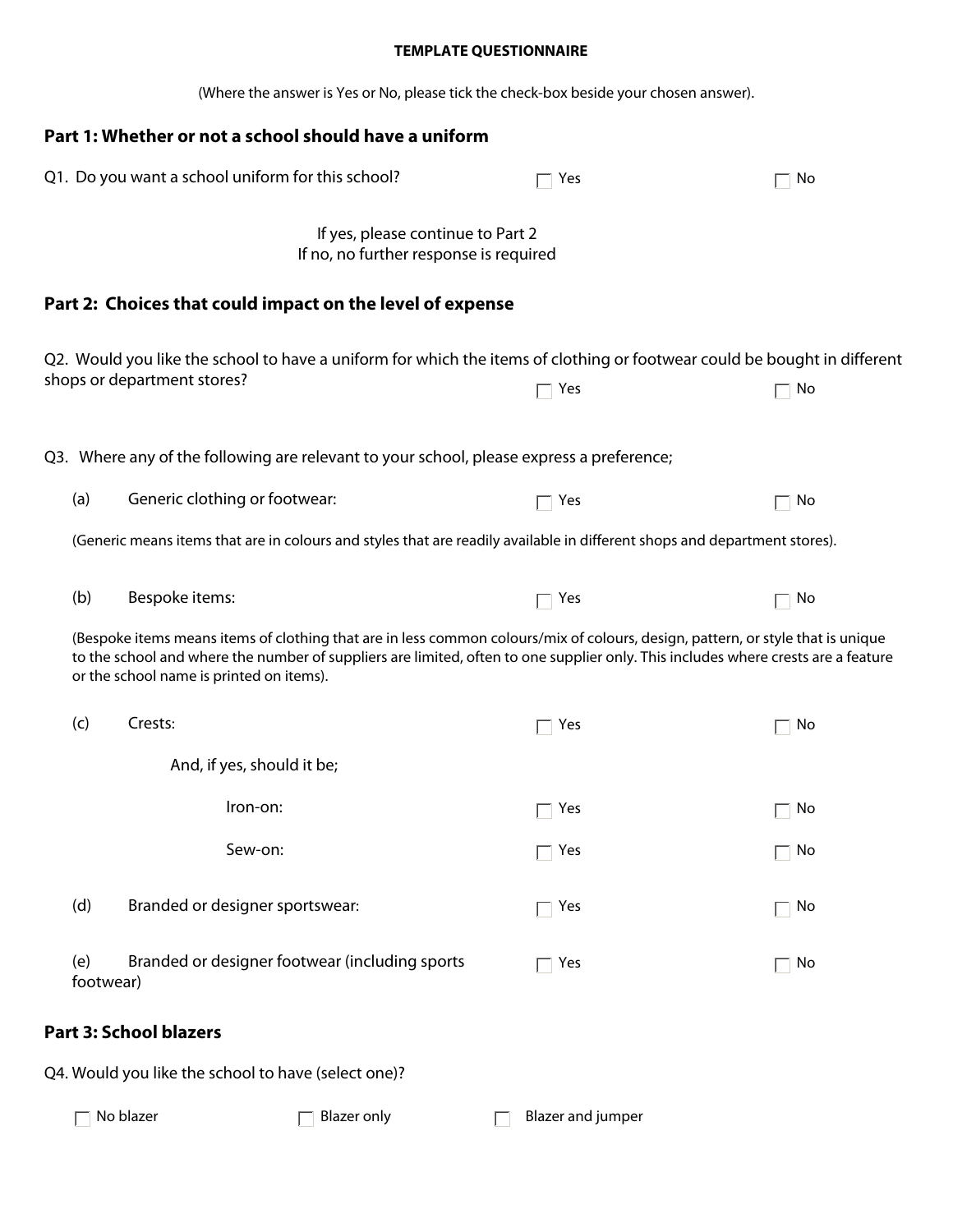**TEMPLATE QUESTIONNAIRE**

(Where the answer is Yes or No, please tick the check-box beside your chosen answer).

## Part 1: Whether or not a school should have a uniform

Q1. Do you want a school uniform for this school? ☐ Yes ☐ No

If yes, please continue to Part 2
If no, no further response is required

## Part 2: Choices that could impact on the level of expense

Q2. Would you like the school to have a uniform for which the items of clothing or footwear could be bought in different shops or department stores? ☐ Yes ☐ No

Q3. Where any of the following are relevant to your school, please express a preference;

(a) Generic clothing or footwear: ☐ Yes ☐ No

(Generic means items that are in colours and styles that are readily available in different shops and department stores).

(b) Bespoke items: ☐ Yes ☐ No

(Bespoke items means items of clothing that are in less common colours/mix of colours, design, pattern, or style that is unique to the school and where the number of suppliers are limited, often to one supplier only. This includes where crests are a feature or the school name is printed on items).

(c) Crests: ☐ Yes ☐ No

And, if yes, should it be;

Iron-on: ☐ Yes ☐ No

Sew-on: ☐ Yes ☐ No

(d) Branded or designer sportswear: ☐ Yes ☐ No

(e) Branded or designer footwear (including sports footwear) ☐ Yes ☐ No

## Part 3: School blazers

Q4. Would you like the school to have (select one)?

☐ No blazer ☐ Blazer only ☐ Blazer and jumper